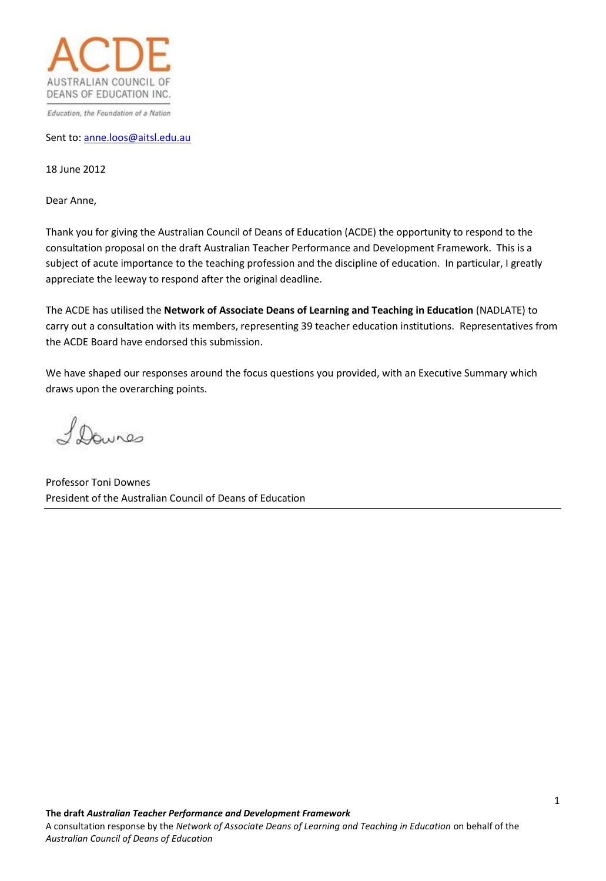ACDE
AUSTRALIAN COUNCIL OF DEANS OF EDUCATION INC.

*Education, the Foundation of a Nation*

Sent to: anne.loos@aitsl.edu.au

18 June 2012

Dear Anne,

Thank you for giving the Australian Council of Deans of Education (ACDE) the opportunity to respond to the consultation proposal on the draft Australian Teacher Performance and Development Framework. This is a subject of acute importance to the teaching profession and the discipline of education. In particular, I greatly appreciate the leeway to respond after the original deadline.

The ACDE has utilised the **Network of Associate Deans of Learning and Teaching in Education** (NADLATE) to carry out a consultation with its members, representing 39 teacher education institutions. Representatives from the ACDE Board have endorsed this submission.

We have shaped our responses around the focus questions you provided, with an Executive Summary which draws upon the overarching points.

Professor Toni Downes
President of the Australian Council of Deans of Education

---

**The draft *Australian Teacher Performance and Development Framework***
A consultation response by the *Network of Associate Deans of Learning and Teaching in Education* on behalf of the *Australian Council of Deans of Education*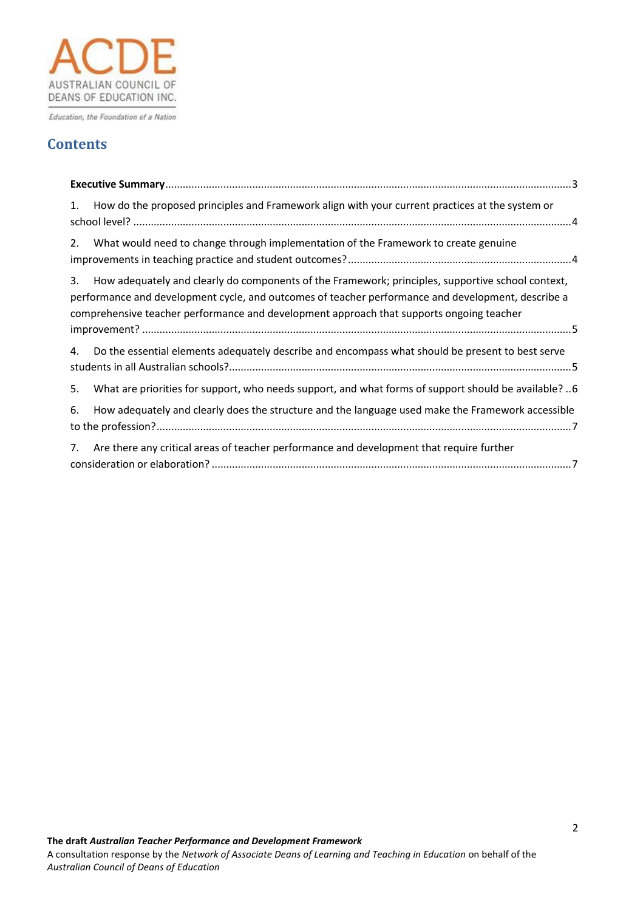ACDE

AUSTRALIAN COUNCIL OF DEANS OF EDUCATION INC.

*Education, the Foundation of a Nation*

## Contents

**Executive Summary** ... 3

1. How do the proposed principles and Framework align with your current practices at the system or school level? ... 4

2. What would need to change through implementation of the Framework to create genuine improvements in teaching practice and student outcomes? ... 4

3. How adequately and clearly do components of the Framework; principles, supportive school context, performance and development cycle, and outcomes of teacher performance and development, describe a comprehensive teacher performance and development approach that supports ongoing teacher improvement? ... 5

4. Do the essential elements adequately describe and encompass what should be present to best serve students in all Australian schools? ... 5

5. What are priorities for support, who needs support, and what forms of support should be available? ... 6

6. How adequately and clearly does the structure and the language used make the Framework accessible to the profession? ... 7

7. Are there any critical areas of teacher performance and development that require further consideration or elaboration? ... 7

**The draft *Australian Teacher Performance and Development Framework***
A consultation response by the *Network of Associate Deans of Learning and Teaching in Education* on behalf of the *Australian Council of Deans of Education*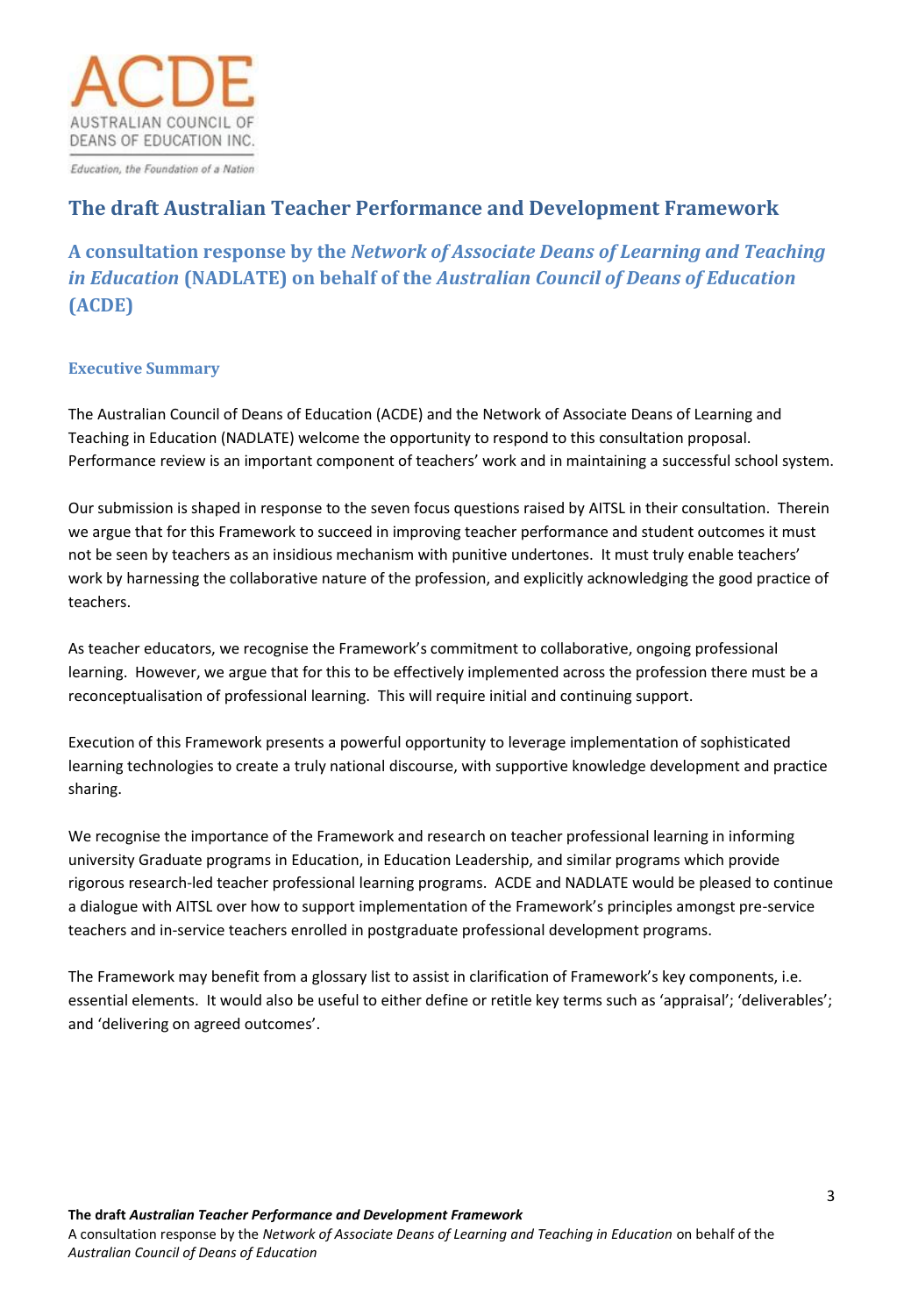ACDE
AUSTRALIAN COUNCIL OF
DEANS OF EDUCATION INC.

*Education, the Foundation of a Nation*

# The draft Australian Teacher Performance and Development Framework

## A consultation response by the *Network of Associate Deans of Learning and Teaching in Education* (NADLATE) on behalf of the *Australian Council of Deans of Education* (ACDE)

### Executive Summary

The Australian Council of Deans of Education (ACDE) and the Network of Associate Deans of Learning and Teaching in Education (NADLATE) welcome the opportunity to respond to this consultation proposal. Performance review is an important component of teachers' work and in maintaining a successful school system.

Our submission is shaped in response to the seven focus questions raised by AITSL in their consultation. Therein we argue that for this Framework to succeed in improving teacher performance and student outcomes it must not be seen by teachers as an insidious mechanism with punitive undertones. It must truly enable teachers' work by harnessing the collaborative nature of the profession, and explicitly acknowledging the good practice of teachers.

As teacher educators, we recognise the Framework's commitment to collaborative, ongoing professional learning. However, we argue that for this to be effectively implemented across the profession there must be a reconceptualisation of professional learning. This will require initial and continuing support.

Execution of this Framework presents a powerful opportunity to leverage implementation of sophisticated learning technologies to create a truly national discourse, with supportive knowledge development and practice sharing.

We recognise the importance of the Framework and research on teacher professional learning in informing university Graduate programs in Education, in Education Leadership, and similar programs which provide rigorous research-led teacher professional learning programs. ACDE and NADLATE would be pleased to continue a dialogue with AITSL over how to support implementation of the Framework's principles amongst pre-service teachers and in-service teachers enrolled in postgraduate professional development programs.

The Framework may benefit from a glossary list to assist in clarification of Framework's key components, i.e. essential elements. It would also be useful to either define or retitle key terms such as 'appraisal'; 'deliverables'; and 'delivering on agreed outcomes'.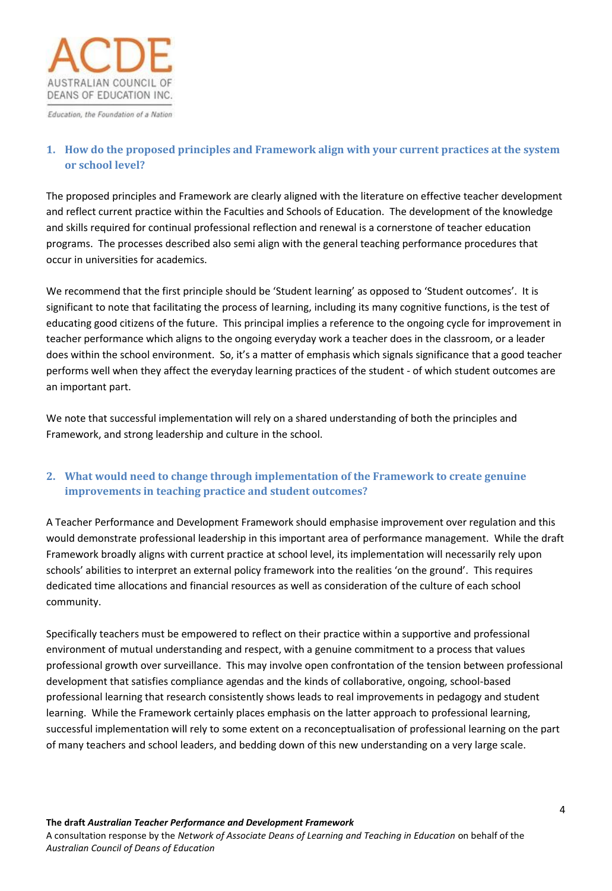## 1. How do the proposed principles and Framework align with your current practices at the system or school level?

The proposed principles and Framework are clearly aligned with the literature on effective teacher development and reflect current practice within the Faculties and Schools of Education. The development of the knowledge and skills required for continual professional reflection and renewal is a cornerstone of teacher education programs. The processes described also semi align with the general teaching performance procedures that occur in universities for academics.

We recommend that the first principle should be 'Student learning' as opposed to 'Student outcomes'. It is significant to note that facilitating the process of learning, including its many cognitive functions, is the test of educating good citizens of the future. This principal implies a reference to the ongoing cycle for improvement in teacher performance which aligns to the ongoing everyday work a teacher does in the classroom, or a leader does within the school environment. So, it's a matter of emphasis which signals significance that a good teacher performs well when they affect the everyday learning practices of the student - of which student outcomes are an important part.

We note that successful implementation will rely on a shared understanding of both the principles and Framework, and strong leadership and culture in the school.

## 2. What would need to change through implementation of the Framework to create genuine improvements in teaching practice and student outcomes?

A Teacher Performance and Development Framework should emphasise improvement over regulation and this would demonstrate professional leadership in this important area of performance management. While the draft Framework broadly aligns with current practice at school level, its implementation will necessarily rely upon schools' abilities to interpret an external policy framework into the realities 'on the ground'. This requires dedicated time allocations and financial resources as well as consideration of the culture of each school community.

Specifically teachers must be empowered to reflect on their practice within a supportive and professional environment of mutual understanding and respect, with a genuine commitment to a process that values professional growth over surveillance. This may involve open confrontation of the tension between professional development that satisfies compliance agendas and the kinds of collaborative, ongoing, school-based professional learning that research consistently shows leads to real improvements in pedagogy and student learning. While the Framework certainly places emphasis on the latter approach to professional learning, successful implementation will rely to some extent on a reconceptualisation of professional learning on the part of many teachers and school leaders, and bedding down of this new understanding on a very large scale.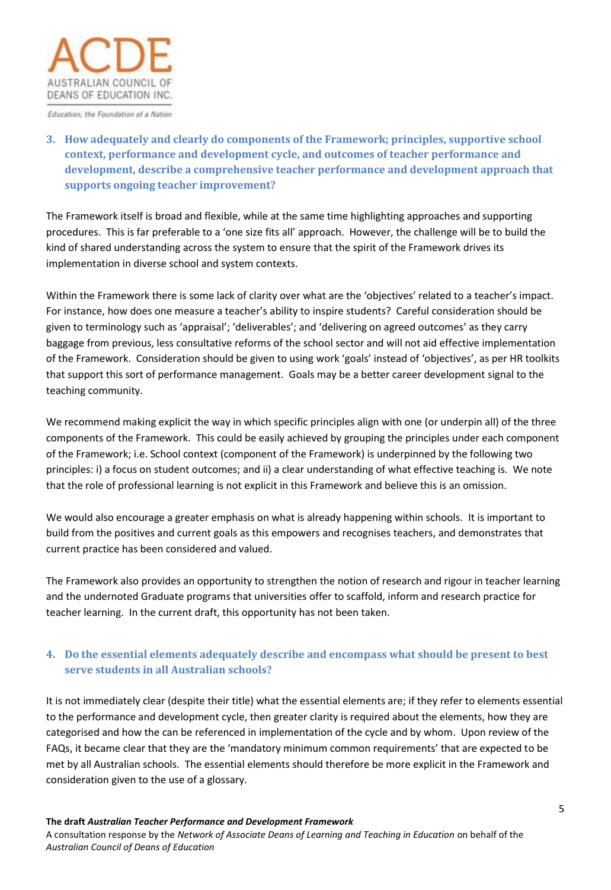### 3. How adequately and clearly do components of the Framework; principles, supportive school context, performance and development cycle, and outcomes of teacher performance and development, describe a comprehensive teacher performance and development approach that supports ongoing teacher improvement?

The Framework itself is broad and flexible, while at the same time highlighting approaches and supporting procedures. This is far preferable to a 'one size fits all' approach. However, the challenge will be to build the kind of shared understanding across the system to ensure that the spirit of the Framework drives its implementation in diverse school and system contexts.

Within the Framework there is some lack of clarity over what are the 'objectives' related to a teacher's impact. For instance, how does one measure a teacher's ability to inspire students? Careful consideration should be given to terminology such as 'appraisal'; 'deliverables'; and 'delivering on agreed outcomes' as they carry baggage from previous, less consultative reforms of the school sector and will not aid effective implementation of the Framework. Consideration should be given to using work 'goals' instead of 'objectives', as per HR toolkits that support this sort of performance management. Goals may be a better career development signal to the teaching community.

We recommend making explicit the way in which specific principles align with one (or underpin all) of the three components of the Framework. This could be easily achieved by grouping the principles under each component of the Framework; i.e. School context (component of the Framework) is underpinned by the following two principles: i) a focus on student outcomes; and ii) a clear understanding of what effective teaching is. We note that the role of professional learning is not explicit in this Framework and believe this is an omission.

We would also encourage a greater emphasis on what is already happening within schools. It is important to build from the positives and current goals as this empowers and recognises teachers, and demonstrates that current practice has been considered and valued.

The Framework also provides an opportunity to strengthen the notion of research and rigour in teacher learning and the undernoted Graduate programs that universities offer to scaffold, inform and research practice for teacher learning. In the current draft, this opportunity has not been taken.

### 4. Do the essential elements adequately describe and encompass what should be present to best serve students in all Australian schools?

It is not immediately clear (despite their title) what the essential elements are; if they refer to elements essential to the performance and development cycle, then greater clarity is required about the elements, how they are categorised and how the can be referenced in implementation of the cycle and by whom. Upon review of the FAQs, it became clear that they are the 'mandatory minimum common requirements' that are expected to be met by all Australian schools. The essential elements should therefore be more explicit in the Framework and consideration given to the use of a glossary.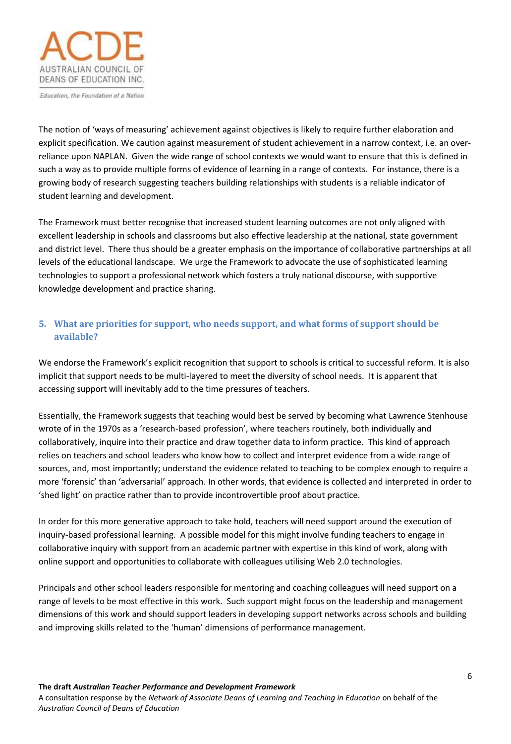The notion of 'ways of measuring' achievement against objectives is likely to require further elaboration and explicit specification. We caution against measurement of student achievement in a narrow context, i.e. an over-reliance upon NAPLAN. Given the wide range of school contexts we would want to ensure that this is defined in such a way as to provide multiple forms of evidence of learning in a range of contexts. For instance, there is a growing body of research suggesting teachers building relationships with students is a reliable indicator of student learning and development.

The Framework must better recognise that increased student learning outcomes are not only aligned with excellent leadership in schools and classrooms but also effective leadership at the national, state government and district level. There thus should be a greater emphasis on the importance of collaborative partnerships at all levels of the educational landscape. We urge the Framework to advocate the use of sophisticated learning technologies to support a professional network which fosters a truly national discourse, with supportive knowledge development and practice sharing.

## 5. What are priorities for support, who needs support, and what forms of support should be available?

We endorse the Framework's explicit recognition that support to schools is critical to successful reform. It is also implicit that support needs to be multi-layered to meet the diversity of school needs. It is apparent that accessing support will inevitably add to the time pressures of teachers.

Essentially, the Framework suggests that teaching would best be served by becoming what Lawrence Stenhouse wrote of in the 1970s as a 'research-based profession', where teachers routinely, both individually and collaboratively, inquire into their practice and draw together data to inform practice. This kind of approach relies on teachers and school leaders who know how to collect and interpret evidence from a wide range of sources, and, most importantly; understand the evidence related to teaching to be complex enough to require a more 'forensic' than 'adversarial' approach. In other words, that evidence is collected and interpreted in order to 'shed light' on practice rather than to provide incontrovertible proof about practice.

In order for this more generative approach to take hold, teachers will need support around the execution of inquiry-based professional learning. A possible model for this might involve funding teachers to engage in collaborative inquiry with support from an academic partner with expertise in this kind of work, along with online support and opportunities to collaborate with colleagues utilising Web 2.0 technologies.

Principals and other school leaders responsible for mentoring and coaching colleagues will need support on a range of levels to be most effective in this work. Such support might focus on the leadership and management dimensions of this work and should support leaders in developing support networks across schools and building and improving skills related to the 'human' dimensions of performance management.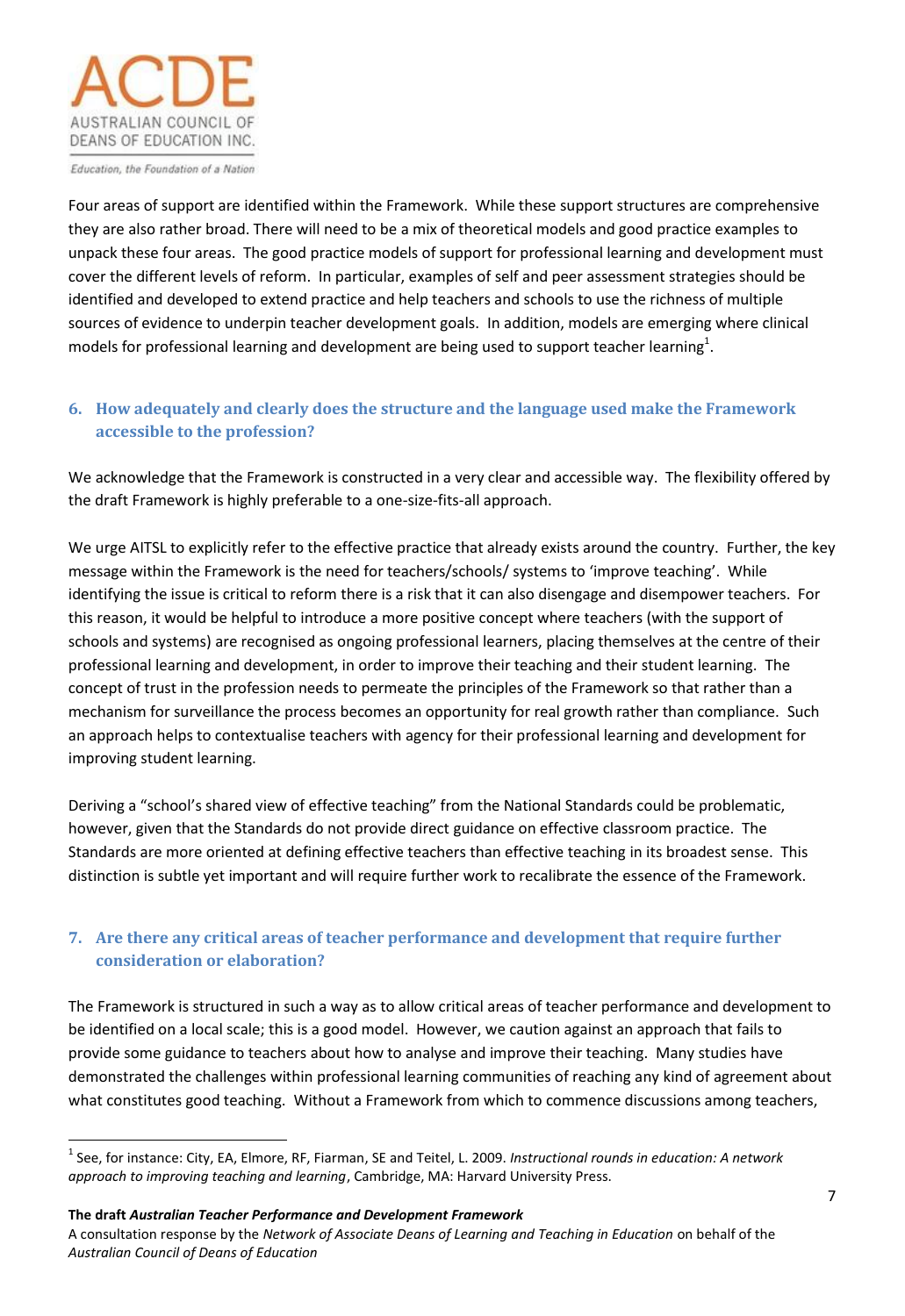Four areas of support are identified within the Framework. While these support structures are comprehensive they are also rather broad. There will need to be a mix of theoretical models and good practice examples to unpack these four areas. The good practice models of support for professional learning and development must cover the different levels of reform. In particular, examples of self and peer assessment strategies should be identified and developed to extend practice and help teachers and schools to use the richness of multiple sources of evidence to underpin teacher development goals. In addition, models are emerging where clinical models for professional learning and development are being used to support teacher learning[1].

## 6. How adequately and clearly does the structure and the language used make the Framework accessible to the profession?

We acknowledge that the Framework is constructed in a very clear and accessible way. The flexibility offered by the draft Framework is highly preferable to a one-size-fits-all approach.

We urge AITSL to explicitly refer to the effective practice that already exists around the country. Further, the key message within the Framework is the need for teachers/schools/ systems to 'improve teaching'. While identifying the issue is critical to reform there is a risk that it can also disengage and disempower teachers. For this reason, it would be helpful to introduce a more positive concept where teachers (with the support of schools and systems) are recognised as ongoing professional learners, placing themselves at the centre of their professional learning and development, in order to improve their teaching and their student learning. The concept of trust in the profession needs to permeate the principles of the Framework so that rather than a mechanism for surveillance the process becomes an opportunity for real growth rather than compliance. Such an approach helps to contextualise teachers with agency for their professional learning and development for improving student learning.

Deriving a "school's shared view of effective teaching" from the National Standards could be problematic, however, given that the Standards do not provide direct guidance on effective classroom practice. The Standards are more oriented at defining effective teachers than effective teaching in its broadest sense. This distinction is subtle yet important and will require further work to recalibrate the essence of the Framework.

## 7. Are there any critical areas of teacher performance and development that require further consideration or elaboration?

The Framework is structured in such a way as to allow critical areas of teacher performance and development to be identified on a local scale; this is a good model. However, we caution against an approach that fails to provide some guidance to teachers about how to analyse and improve their teaching. Many studies have demonstrated the challenges within professional learning communities of reaching any kind of agreement about what constitutes good teaching. Without a Framework from which to commence discussions among teachers,

---

[1] See, for instance: City, EA, Elmore, RF, Fiarman, SE and Teitel, L. 2009. *Instructional rounds in education: A network approach to improving teaching and learning*, Cambridge, MA: Harvard University Press.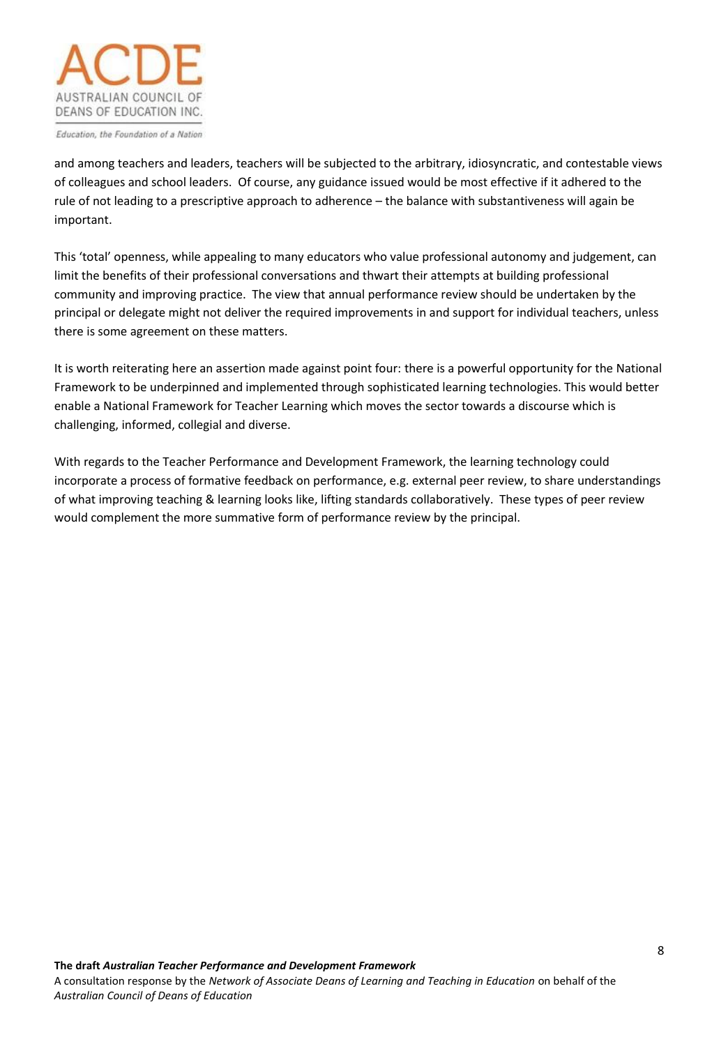and among teachers and leaders, teachers will be subjected to the arbitrary, idiosyncratic, and contestable views of colleagues and school leaders. Of course, any guidance issued would be most effective if it adhered to the rule of not leading to a prescriptive approach to adherence – the balance with substantiveness will again be important.

This 'total' openness, while appealing to many educators who value professional autonomy and judgement, can limit the benefits of their professional conversations and thwart their attempts at building professional community and improving practice. The view that annual performance review should be undertaken by the principal or delegate might not deliver the required improvements in and support for individual teachers, unless there is some agreement on these matters.

It is worth reiterating here an assertion made against point four: there is a powerful opportunity for the National Framework to be underpinned and implemented through sophisticated learning technologies. This would better enable a National Framework for Teacher Learning which moves the sector towards a discourse which is challenging, informed, collegial and diverse.

With regards to the Teacher Performance and Development Framework, the learning technology could incorporate a process of formative feedback on performance, e.g. external peer review, to share understandings of what improving teaching & learning looks like, lifting standards collaboratively. These types of peer review would complement the more summative form of performance review by the principal.